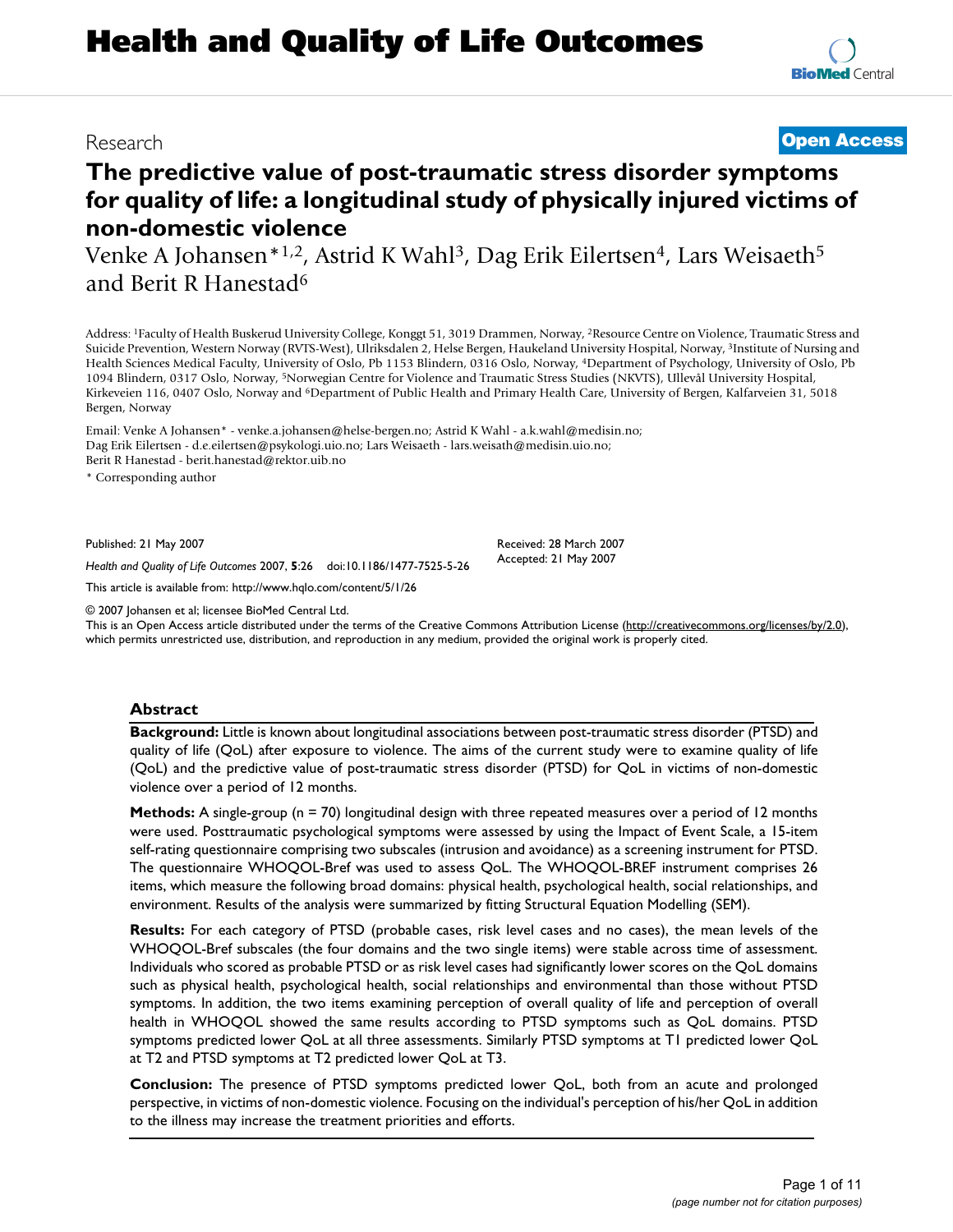Research

**Open Access**

# The predictive value of post-traumatic stress disorder symptoms for quality of life: a longitudinal study of physically injured victims of non-domestic violence

Venke A Johansen*[1,2], Astrid K Wahl[3], Dag Erik Eilertsen[4], Lars Weisaeth[5] and Berit R Hanestad[6]

Address: [1]Faculty of Health Buskerud University College, Konggt 51, 3019 Drammen, Norway, [2]Resource Centre on Violence, Traumatic Stress and Suicide Prevention, Western Norway (RVTS-West), Ulriksdalen 2, Helse Bergen, Haukeland University Hospital, Norway, [3]Institute of Nursing and Health Sciences Medical Faculty, University of Oslo, Pb 1153 Blindern, 0316 Oslo, Norway, [4]Department of Psychology, University of Oslo, Pb 1094 Blindern, 0317 Oslo, Norway, [5]Norwegian Centre for Violence and Traumatic Stress Studies (NKVTS), Ullevål University Hospital, Kirkeveien 116, 0407 Oslo, Norway and [6]Department of Public Health and Primary Health Care, University of Bergen, Kalfarveien 31, 5018 Bergen, Norway

Email: Venke A Johansen* - venke.a.johansen@helse-bergen.no; Astrid K Wahl - a.k.wahl@medisin.uio.no; Dag Erik Eilertsen - d.e.eilertsen@psykologi.uio.no; Lars Weisaeth - lars.weisath@medisin.uio.no; Berit R Hanestad - berit.hanestad@rektor.uib.no

\* Corresponding author

Published: 21 May 2007

*Health and Quality of Life Outcomes* 2007, **5**:26 doi:10.1186/1477-7525-5-26

Received: 28 March 2007
Accepted: 21 May 2007

This article is available from: http://www.hqlo.com/content/5/1/26

© 2007 Johansen et al; licensee BioMed Central Ltd.
This is an Open Access article distributed under the terms of the Creative Commons Attribution License (http://creativecommons.org/licenses/by/2.0), which permits unrestricted use, distribution, and reproduction in any medium, provided the original work is properly cited.

## Abstract

**Background:** Little is known about longitudinal associations between post-traumatic stress disorder (PTSD) and quality of life (QoL) after exposure to violence. The aims of the current study were to examine quality of life (QoL) and the predictive value of post-traumatic stress disorder (PTSD) for QoL in victims of non-domestic violence over a period of 12 months.

**Methods:** A single-group (n = 70) longitudinal design with three repeated measures over a period of 12 months were used. Posttraumatic psychological symptoms were assessed by using the Impact of Event Scale, a 15-item self-rating questionnaire comprising two subscales (intrusion and avoidance) as a screening instrument for PTSD. The questionnaire WHOQOL-Bref was used to assess QoL. The WHOQOL-BREF instrument comprises 26 items, which measure the following broad domains: physical health, psychological health, social relationships, and environment. Results of the analysis were summarized by fitting Structural Equation Modelling (SEM).

**Results:** For each category of PTSD (probable cases, risk level cases and no cases), the mean levels of the WHOQOL-Bref subscales (the four domains and the two single items) were stable across time of assessment. Individuals who scored as probable PTSD or as risk level cases had significantly lower scores on the QoL domains such as physical health, psychological health, social relationships and environmental than those without PTSD symptoms. In addition, the two items examining perception of overall quality of life and perception of overall health in WHOQOL showed the same results according to PTSD symptoms such as QoL domains. PTSD symptoms predicted lower QoL at all three assessments. Similarly PTSD symptoms at T1 predicted lower QoL at T2 and PTSD symptoms at T2 predicted lower QoL at T3.

**Conclusion:** The presence of PTSD symptoms predicted lower QoL, both from an acute and prolonged perspective, in victims of non-domestic violence. Focusing on the individual's perception of his/her QoL in addition to the illness may increase the treatment priorities and efforts.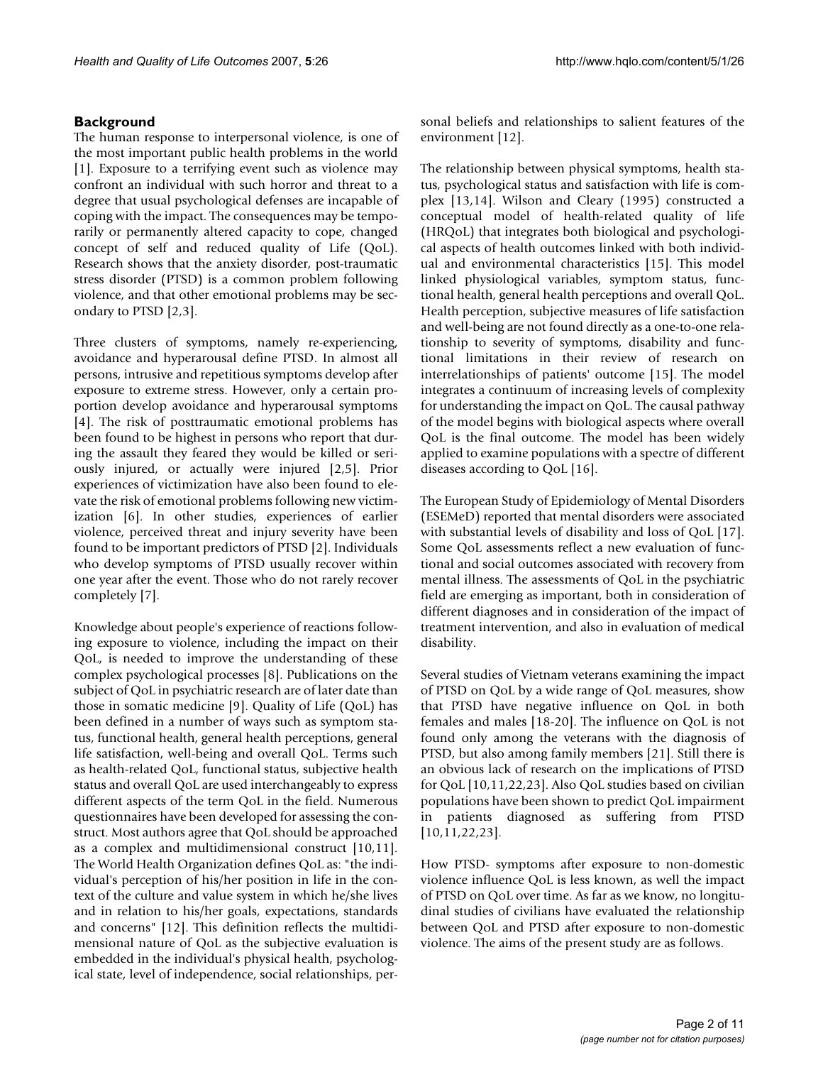## Background

The human response to interpersonal violence, is one of the most important public health problems in the world [1]. Exposure to a terrifying event such as violence may confront an individual with such horror and threat to a degree that usual psychological defenses are incapable of coping with the impact. The consequences may be temporarily or permanently altered capacity to cope, changed concept of self and reduced quality of Life (QoL). Research shows that the anxiety disorder, post-traumatic stress disorder (PTSD) is a common problem following violence, and that other emotional problems may be secondary to PTSD [2,3].

Three clusters of symptoms, namely re-experiencing, avoidance and hyperarousal define PTSD. In almost all persons, intrusive and repetitious symptoms develop after exposure to extreme stress. However, only a certain proportion develop avoidance and hyperarousal symptoms [4]. The risk of posttraumatic emotional problems has been found to be highest in persons who report that during the assault they feared they would be killed or seriously injured, or actually were injured [2,5]. Prior experiences of victimization have also been found to elevate the risk of emotional problems following new victimization [6]. In other studies, experiences of earlier violence, perceived threat and injury severity have been found to be important predictors of PTSD [2]. Individuals who develop symptoms of PTSD usually recover within one year after the event. Those who do not rarely recover completely [7].

Knowledge about people's experience of reactions following exposure to violence, including the impact on their QoL, is needed to improve the understanding of these complex psychological processes [8]. Publications on the subject of QoL in psychiatric research are of later date than those in somatic medicine [9]. Quality of Life (QoL) has been defined in a number of ways such as symptom status, functional health, general health perceptions, general life satisfaction, well-being and overall QoL. Terms such as health-related QoL, functional status, subjective health status and overall QoL are used interchangeably to express different aspects of the term QoL in the field. Numerous questionnaires have been developed for assessing the construct. Most authors agree that QoL should be approached as a complex and multidimensional construct [10,11]. The World Health Organization defines QoL as: "the individual's perception of his/her position in life in the context of the culture and value system in which he/she lives and in relation to his/her goals, expectations, standards and concerns" [12]. This definition reflects the multidimensional nature of QoL as the subjective evaluation is embedded in the individual's physical health, psychological state, level of independence, social relationships, personal beliefs and relationships to salient features of the environment [12].

The relationship between physical symptoms, health status, psychological status and satisfaction with life is complex [13,14]. Wilson and Cleary (1995) constructed a conceptual model of health-related quality of life (HRQoL) that integrates both biological and psychological aspects of health outcomes linked with both individual and environmental characteristics [15]. This model linked physiological variables, symptom status, functional health, general health perceptions and overall QoL. Health perception, subjective measures of life satisfaction and well-being are not found directly as a one-to-one relationship to severity of symptoms, disability and functional limitations in their review of research on interrelationships of patients' outcome [15]. The model integrates a continuum of increasing levels of complexity for understanding the impact on QoL. The causal pathway of the model begins with biological aspects where overall QoL is the final outcome. The model has been widely applied to examine populations with a spectre of different diseases according to QoL [16].

The European Study of Epidemiology of Mental Disorders (ESEMeD) reported that mental disorders were associated with substantial levels of disability and loss of QoL [17]. Some QoL assessments reflect a new evaluation of functional and social outcomes associated with recovery from mental illness. The assessments of QoL in the psychiatric field are emerging as important, both in consideration of different diagnoses and in consideration of the impact of treatment intervention, and also in evaluation of medical disability.

Several studies of Vietnam veterans examining the impact of PTSD on QoL by a wide range of QoL measures, show that PTSD have negative influence on QoL in both females and males [18-20]. The influence on QoL is not found only among the veterans with the diagnosis of PTSD, but also among family members [21]. Still there is an obvious lack of research on the implications of PTSD for QoL [10,11,22,23]. Also QoL studies based on civilian populations have been shown to predict QoL impairment in patients diagnosed as suffering from PTSD [10,11,22,23].

How PTSD- symptoms after exposure to non-domestic violence influence QoL is less known, as well the impact of PTSD on QoL over time. As far as we know, no longitudinal studies of civilians have evaluated the relationship between QoL and PTSD after exposure to non-domestic violence. The aims of the present study are as follows.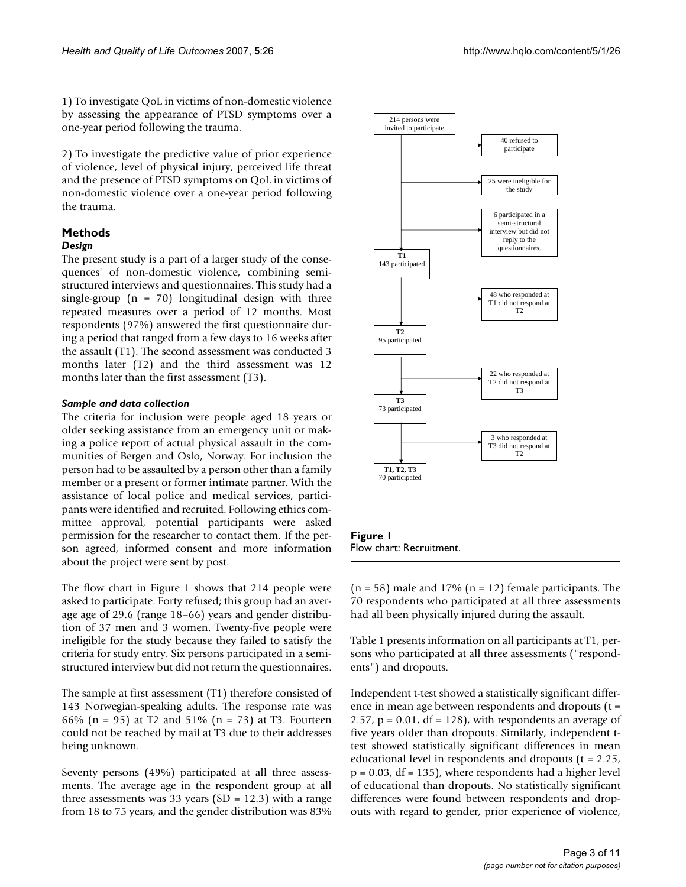1) To investigate QoL in victims of non-domestic violence by assessing the appearance of PTSD symptoms over a one-year period following the trauma.

2) To investigate the predictive value of prior experience of violence, level of physical injury, perceived life threat and the presence of PTSD symptoms on QoL in victims of non-domestic violence over a one-year period following the trauma.

## Methods

### *Design*

The present study is a part of a larger study of the consequences' of non-domestic violence, combining semi-structured interviews and questionnaires. This study had a single-group (n = 70) longitudinal design with three repeated measures over a period of 12 months. Most respondents (97%) answered the first questionnaire during a period that ranged from a few days to 16 weeks after the assault (T1). The second assessment was conducted 3 months later (T2) and the third assessment was 12 months later than the first assessment (T3).

### *Sample and data collection*

The criteria for inclusion were people aged 18 years or older seeking assistance from an emergency unit or making a police report of actual physical assault in the communities of Bergen and Oslo, Norway. For inclusion the person had to be assaulted by a person other than a family member or a present or former intimate partner. With the assistance of local police and medical services, participants were identified and recruited. Following ethics committee approval, potential participants were asked permission for the researcher to contact them. If the person agreed, informed consent and more information about the project were sent by post.

The flow chart in Figure 1 shows that 214 people were asked to participate. Forty refused; this group had an average age of 29.6 (range 18–66) years and gender distribution of 37 men and 3 women. Twenty-five people were ineligible for the study because they failed to satisfy the criteria for study entry. Six persons participated in a semi-structured interview but did not return the questionnaires.

The sample at first assessment (T1) therefore consisted of 143 Norwegian-speaking adults. The response rate was 66% (n = 95) at T2 and 51% (n = 73) at T3. Fourteen could not be reached by mail at T3 due to their addresses being unknown.

Seventy persons (49%) participated at all three assessments. The average age in the respondent group at all three assessments was 33 years (SD = 12.3) with a range from 18 to 75 years, and the gender distribution was 83% (n = 58) male and 17% (n = 12) female participants. The 70 respondents who participated at all three assessments had all been physically injured during the assault.

214 persons were invited to participate → 40 refused to participate; 25 were ineligible for the study; 6 participated in a semi-structural interview but did not reply to the questionnaires.

**T1** 143 participated → 48 who responded at T1 did not respond at T2

**T2** 95 participated → 22 who responded at T2 did not respond at T3

**T3** 73 participated → 3 who responded at T3 did not respond at T2

**T1, T2, T3** 70 participated

**Figure 1**
Flow chart: Recruitment.

Table 1 presents information on all participants at T1, persons who participated at all three assessments ("respondents") and dropouts.

Independent t-test showed a statistically significant difference in mean age between respondents and dropouts ($t = 2.57$, $p = 0.01$, $df = 128$), with respondents an average of five years older than dropouts. Similarly, independent t-test showed statistically significant differences in mean educational level in respondents and dropouts ($t = 2.25$, $p = 0.03$, $df = 135$), where respondents had a higher level of educational than dropouts. No statistically significant differences were found between respondents and dropouts with regard to gender, prior experience of violence,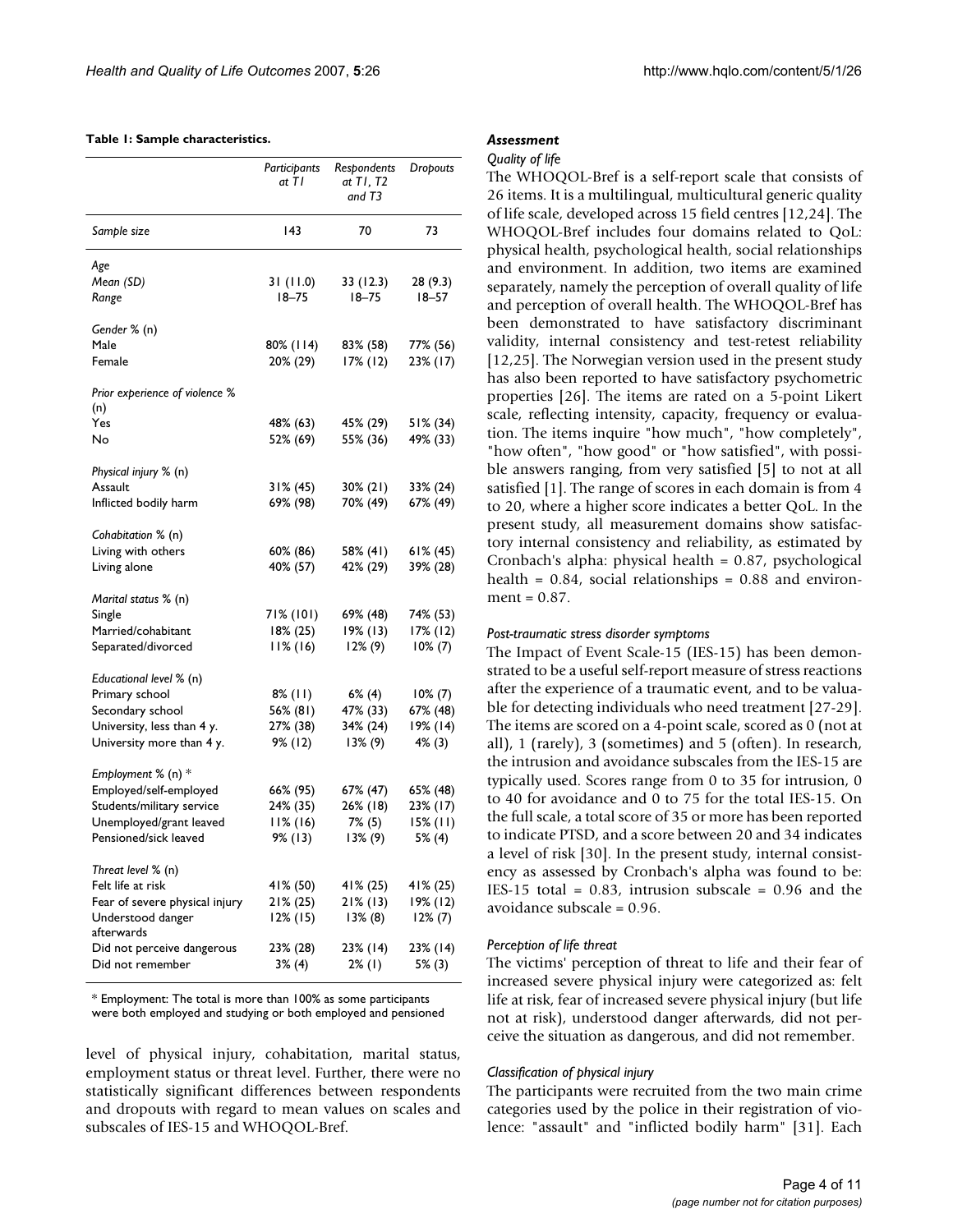**Table 1: Sample characteristics.**

| | *Participants at T1* | *Respondents at T1, T2 and T3* | *Dropouts* |
|---|---|---|---|
| *Sample size* | 143 | 70 | 73 |
| *Age* | | | |
| *Mean (SD)* | 31 (11.0) | 33 (12.3) | 28 (9.3) |
| *Range* | 18–75 | 18–75 | 18–57 |
| *Gender* % (n) | | | |
| Male | 80% (114) | 83% (58) | 77% (56) |
| Female | 20% (29) | 17% (12) | 23% (17) |
| *Prior experience of violence* % (n) | | | |
| Yes | 48% (63) | 45% (29) | 51% (34) |
| No | 52% (69) | 55% (36) | 49% (33) |
| *Physical injury* % (n) | | | |
| Assault | 31% (45) | 30% (21) | 33% (24) |
| Inflicted bodily harm | 69% (98) | 70% (49) | 67% (49) |
| *Cohabitation* % (n) | | | |
| Living with others | 60% (86) | 58% (41) | 61% (45) |
| Living alone | 40% (57) | 42% (29) | 39% (28) |
| *Marital status* % (n) | | | |
| Single | 71% (101) | 69% (48) | 74% (53) |
| Married/cohabitant | 18% (25) | 19% (13) | 17% (12) |
| Separated/divorced | 11% (16) | 12% (9) | 10% (7) |
| *Educational level* % (n) | | | |
| Primary school | 8% (11) | 6% (4) | 10% (7) |
| Secondary school | 56% (81) | 47% (33) | 67% (48) |
| University, less than 4 y. | 27% (38) | 34% (24) | 19% (14) |
| University more than 4 y. | 9% (12) | 13% (9) | 4% (3) |
| *Employment* % (n) * | | | |
| Employed/self-employed | 66% (95) | 67% (47) | 65% (48) |
| Students/military service | 24% (35) | 26% (18) | 23% (17) |
| Unemployed/grant leaved | 11% (16) | 7% (5) | 15% (11) |
| Pensioned/sick leaved | 9% (13) | 13% (9) | 5% (4) |
| *Threat level* % (n) | | | |
| Felt life at risk | 41% (50) | 41% (25) | 41% (25) |
| Fear of severe physical injury | 21% (25) | 21% (13) | 19% (12) |
| Understood danger afterwards | 12% (15) | 13% (8) | 12% (7) |
| Did not perceive dangerous | 23% (28) | 23% (14) | 23% (14) |
| Did not remember | 3% (4) | 2% (1) | 5% (3) |

* Employment: The total is more than 100% as some participants were both employed and studying or both employed and pensioned

level of physical injury, cohabitation, marital status, employment status or threat level. Further, there were no statistically significant differences between respondents and dropouts with regard to mean values on scales and subscales of IES-15 and WHOQOL-Bref.

### *Assessment*

#### *Quality of life*

The WHOQOL-Bref is a self-report scale that consists of 26 items. It is a multilingual, multicultural generic quality of life scale, developed across 15 field centres [12,24]. The WHOQOL-Bref includes four domains related to QoL: physical health, psychological health, social relationships and environment. In addition, two items are examined separately, namely the perception of overall quality of life and perception of overall health. The WHOQOL-Bref has been demonstrated to have satisfactory discriminant validity, internal consistency and test-retest reliability [12,25]. The Norwegian version used in the present study has also been reported to have satisfactory psychometric properties [26]. The items are rated on a 5-point Likert scale, reflecting intensity, capacity, frequency or evaluation. The items inquire "how much", "how completely", "how often", "how good" or "how satisfied", with possible answers ranging, from very satisfied [5] to not at all satisfied [1]. The range of scores in each domain is from 4 to 20, where a higher score indicates a better QoL. In the present study, all measurement domains show satisfactory internal consistency and reliability, as estimated by Cronbach's alpha: physical health = 0.87, psychological health = 0.84, social relationships = 0.88 and environment = 0.87.

#### *Post-traumatic stress disorder symptoms*

The Impact of Event Scale-15 (IES-15) has been demonstrated to be a useful self-report measure of stress reactions after the experience of a traumatic event, and to be valuable for detecting individuals who need treatment [27-29]. The items are scored on a 4-point scale, scored as 0 (not at all), 1 (rarely), 3 (sometimes) and 5 (often). In research, the intrusion and avoidance subscales from the IES-15 are typically used. Scores range from 0 to 35 for intrusion, 0 to 40 for avoidance and 0 to 75 for the total IES-15. On the full scale, a total score of 35 or more has been reported to indicate PTSD, and a score between 20 and 34 indicates a level of risk [30]. In the present study, internal consistency as assessed by Cronbach's alpha was found to be: IES-15 total = 0.83, intrusion subscale = 0.96 and the avoidance subscale = 0.96.

#### *Perception of life threat*

The victims' perception of threat to life and their fear of increased severe physical injury were categorized as: felt life at risk, fear of increased severe physical injury (but life not at risk), understood danger afterwards, did not perceive the situation as dangerous, and did not remember.

#### *Classification of physical injury*

The participants were recruited from the two main crime categories used by the police in their registration of violence: "assault" and "inflicted bodily harm" [31]. Each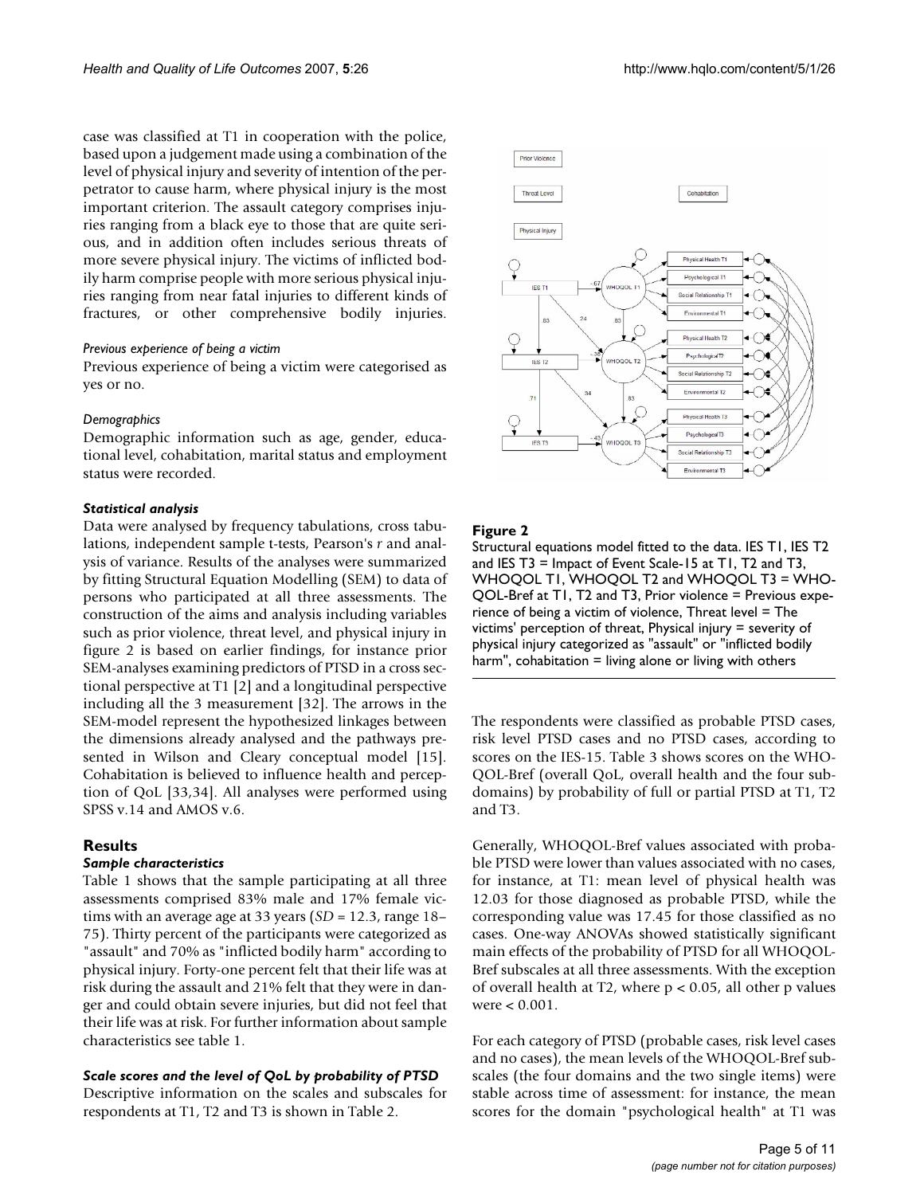case was classified at T1 in cooperation with the police, based upon a judgement made using a combination of the level of physical injury and severity of intention of the perpetrator to cause harm, where physical injury is the most important criterion. The assault category comprises injuries ranging from a black eye to those that are quite serious, and in addition often includes serious threats of more severe physical injury. The victims of inflicted bodily harm comprise people with more serious physical injuries ranging from near fatal injuries to different kinds of fractures, or other comprehensive bodily injuries.

*Previous experience of being a victim*

Previous experience of being a victim were categorised as yes or no.

*Demographics*

Demographic information such as age, gender, educational level, cohabitation, marital status and employment status were recorded.

***Statistical analysis***

Data were analysed by frequency tabulations, cross tabulations, independent sample t-tests, Pearson's *r* and analysis of variance. Results of the analyses were summarized by fitting Structural Equation Modelling (SEM) to data of persons who participated at all three assessments. The construction of the aims and analysis including variables such as prior violence, threat level, and physical injury in figure 2 is based on earlier findings, for instance prior SEM-analyses examining predictors of PTSD in a cross sectional perspective at T1 [2] and a longitudinal perspective including all the 3 measurement [32]. The arrows in the SEM-model represent the hypothesized linkages between the dimensions already analysed and the pathways presented in Wilson and Cleary conceptual model [15]. Cohabitation is believed to influence health and perception of QoL [33,34]. All analyses were performed using SPSS v.14 and AMOS v.6.

## Results

***Sample characteristics***

Table 1 shows that the sample participating at all three assessments comprised 83% male and 17% female victims with an average age at 33 years (*SD* = 12.3, range 18–75). Thirty percent of the participants were categorized as "assault" and 70% as "inflicted bodily harm" according to physical injury. Forty-one percent felt that their life was at risk during the assault and 21% felt that they were in danger and could obtain severe injuries, but did not feel that their life was at risk. For further information about sample characteristics see table 1.

***Scale scores and the level of QoL by probability of PTSD***

Descriptive information on the scales and subscales for respondents at T1, T2 and T3 is shown in Table 2.

**Figure 2**

Structural equations model fitted to the data. IES T1, IES T2 and IES T3 = Impact of Event Scale-15 at T1, T2 and T3, WHOQOL T1, WHOQOL T2 and WHOQOL T3 = WHOQOL-Bref at T1, T2 and T3, Prior violence = Previous experience of being a victim of violence, Threat level = The victims' perception of threat, Physical injury = severity of physical injury categorized as "assault" or "inflicted bodily harm", cohabitation = living alone or living with others

The respondents were classified as probable PTSD cases, risk level PTSD cases and no PTSD cases, according to scores on the IES-15. Table 3 shows scores on the WHOQOL-Bref (overall QoL, overall health and the four subdomains) by probability of full or partial PTSD at T1, T2 and T3.

Generally, WHOQOL-Bref values associated with probable PTSD were lower than values associated with no cases, for instance, at T1: mean level of physical health was 12.03 for those diagnosed as probable PTSD, while the corresponding value was 17.45 for those classified as no cases. One-way ANOVAs showed statistically significant main effects of the probability of PTSD for all WHOQOL-Bref subscales at all three assessments. With the exception of overall health at T2, where $p < 0.05$, all other p values were $< 0.001$.

For each category of PTSD (probable cases, risk level cases and no cases), the mean levels of the WHOQOL-Bref subscales (the four domains and the two single items) were stable across time of assessment: for instance, the mean scores for the domain "psychological health" at T1 was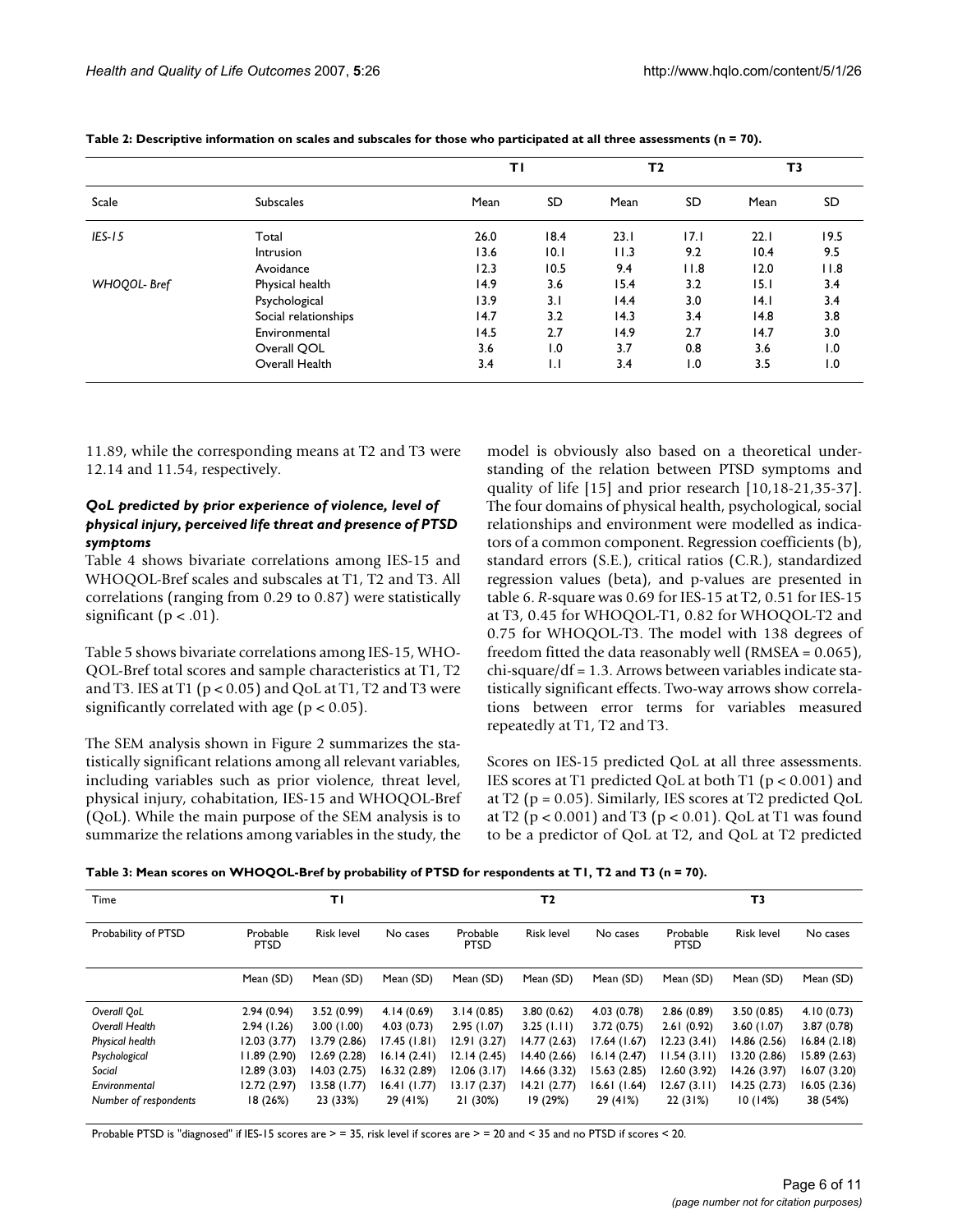**Table 2: Descriptive information on scales and subscales for those who participated at all three assessments (n = 70).**

| | | T1 | | T2 | | T3 | |
|---|---|---|---|---|---|---|---|
| Scale | Subscales | Mean | SD | Mean | SD | Mean | SD |
| *IES-15* | Total | 26.0 | 18.4 | 23.1 | 17.1 | 22.1 | 19.5 |
| | Intrusion | 13.6 | 10.1 | 11.3 | 9.2 | 10.4 | 9.5 |
| | Avoidance | 12.3 | 10.5 | 9.4 | 11.8 | 12.0 | 11.8 |
| *WHOQOL- Bref* | Physical health | 14.9 | 3.6 | 15.4 | 3.2 | 15.1 | 3.4 |
| | Psychological | 13.9 | 3.1 | 14.4 | 3.0 | 14.1 | 3.4 |
| | Social relationships | 14.7 | 3.2 | 14.3 | 3.4 | 14.8 | 3.8 |
| | Environmental | 14.5 | 2.7 | 14.9 | 2.7 | 14.7 | 3.0 |
| | Overall QOL | 3.6 | 1.0 | 3.7 | 0.8 | 3.6 | 1.0 |
| | Overall Health | 3.4 | 1.1 | 3.4 | 1.0 | 3.5 | 1.0 |

11.89, while the corresponding means at T2 and T3 were 12.14 and 11.54, respectively.

### *QoL predicted by prior experience of violence, level of physical injury, perceived life threat and presence of PTSD symptoms*

Table 4 shows bivariate correlations among IES-15 and WHOQOL-Bref scales and subscales at T1, T2 and T3. All correlations (ranging from 0.29 to 0.87) were statistically significant ($p < .01$).

Table 5 shows bivariate correlations among IES-15, WHOQOL-Bref total scores and sample characteristics at T1, T2 and T3. IES at T1 ($p < 0.05$) and QoL at T1, T2 and T3 were significantly correlated with age ($p < 0.05$).

The SEM analysis shown in Figure 2 summarizes the statistically significant relations among all relevant variables, including variables such as prior violence, threat level, physical injury, cohabitation, IES-15 and WHOQOL-Bref (QoL). While the main purpose of the SEM analysis is to summarize the relations among variables in the study, the model is obviously also based on a theoretical understanding of the relation between PTSD symptoms and quality of life [15] and prior research [10,18-21,35-37]. The four domains of physical health, psychological, social relationships and environment were modelled as indicators of a common component. Regression coefficients (b), standard errors (S.E.), critical ratios (C.R.), standardized regression values (beta), and p-values are presented in table 6. *R*-square was 0.69 for IES-15 at T2, 0.51 for IES-15 at T3, 0.45 for WHOQOL-T1, 0.82 for WHOQOL-T2 and 0.75 for WHOQOL-T3. The model with 138 degrees of freedom fitted the data reasonably well (RMSEA = 0.065), chi-square/df = 1.3. Arrows between variables indicate statistically significant effects. Two-way arrows show correlations between error terms for variables measured repeatedly at T1, T2 and T3.

Scores on IES-15 predicted QoL at all three assessments. IES scores at T1 predicted QoL at both T1 ($p < 0.001$) and at T2 ($p = 0.05$). Similarly, IES scores at T2 predicted QoL at T2 ($p < 0.001$) and T3 ($p < 0.01$). QoL at T1 was found to be a predictor of QoL at T2, and QoL at T2 predicted

**Table 3: Mean scores on WHOQOL-Bref by probability of PTSD for respondents at T1, T2 and T3 (n = 70).**

| Time | T1 | | | T2 | | | T3 | | |
|---|---|---|---|---|---|---|---|---|---|
| Probability of PTSD | Probable PTSD | Risk level | No cases | Probable PTSD | Risk level | No cases | Probable PTSD | Risk level | No cases |
| | Mean (SD) | Mean (SD) | Mean (SD) | Mean (SD) | Mean (SD) | Mean (SD) | Mean (SD) | Mean (SD) | Mean (SD) |
| *Overall QoL* | 2.94 (0.94) | 3.52 (0.99) | 4.14 (0.69) | 3.14 (0.85) | 3.80 (0.62) | 4.03 (0.78) | 2.86 (0.89) | 3.50 (0.85) | 4.10 (0.73) |
| *Overall Health* | 2.94 (1.26) | 3.00 (1.00) | 4.03 (0.73) | 2.95 (1.07) | 3.25 (1.11) | 3.72 (0.75) | 2.61 (0.92) | 3.60 (1.07) | 3.87 (0.78) |
| *Physical health* | 12.03 (3.77) | 13.79 (2.86) | 17.45 (1.81) | 12.91 (3.27) | 14.77 (2.63) | 17.64 (1.67) | 12.23 (3.41) | 14.86 (2.56) | 16.84 (2.18) |
| *Psychological* | 11.89 (2.90) | 12.69 (2.28) | 16.14 (2.41) | 12.14 (2.45) | 14.40 (2.66) | 16.14 (2.47) | 11.54 (3.11) | 13.20 (2.86) | 15.89 (2.63) |
| *Social* | 12.89 (3.03) | 14.03 (2.75) | 16.32 (2.89) | 12.06 (3.17) | 14.66 (3.32) | 15.63 (2.85) | 12.60 (3.92) | 14.26 (3.97) | 16.07 (3.20) |
| *Environmental* | 12.72 (2.97) | 13.58 (1.77) | 16.41 (1.77) | 13.17 (2.37) | 14.21 (2.77) | 16.61 (1.64) | 12.67 (3.11) | 14.25 (2.73) | 16.05 (2.36) |
| *Number of respondents* | 18 (26%) | 23 (33%) | 29 (41%) | 21 (30%) | 19 (29%) | 29 (41%) | 22 (31%) | 10 (14%) | 38 (54%) |

Probable PTSD is "diagnosed" if IES-15 scores are > = 35, risk level if scores are > = 20 and < 35 and no PTSD if scores < 20.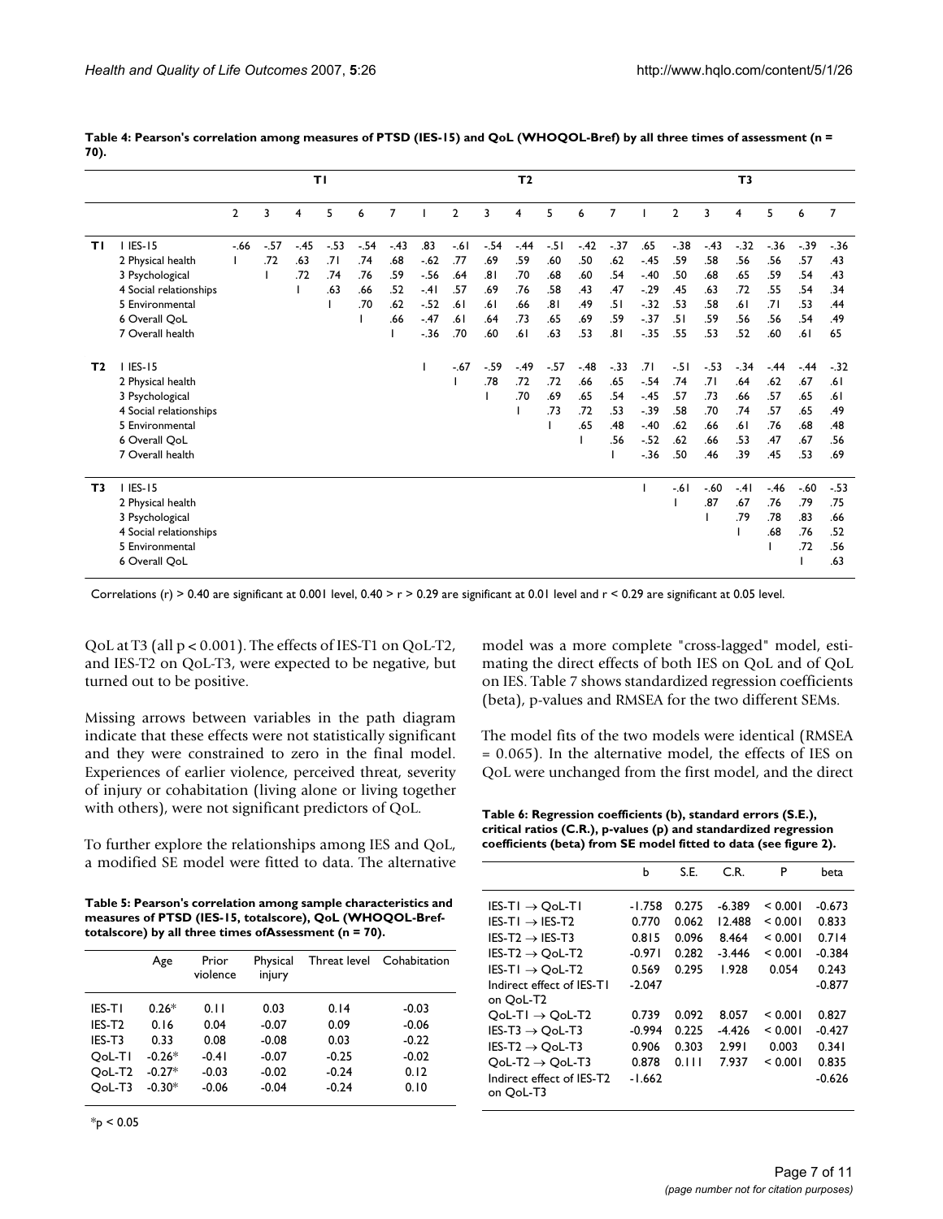**Table 4: Pearson's correlation among measures of PTSD (IES-15) and QoL (WHOQOL-Bref) by all three times of assessment (n = 70).**

| | | T1 | | | | | | T2 | | | | | | | T3 | | | | | | |
|---|---|---|---|---|---|---|---|---|---|---|---|---|---|---|---|---|---|---|---|---|---|
| | | 2 | 3 | 4 | 5 | 6 | 7 | 1 | 2 | 3 | 4 | 5 | 6 | 7 | 1 | 2 | 3 | 4 | 5 | 6 | 7 |
| **T1** | 1 IES-15 | -.66 | -.57 | -.45 | -.53 | -.54 | -.43 | .83 | -.61 | -.54 | -.44 | -.51 | -.42 | -.37 | .65 | -.38 | -.43 | -.32 | -.36 | -.39 | -.36 |
| | 2 Physical health | 1 | .72 | .63 | .71 | .74 | .68 | -.62 | .77 | .69 | .59 | .60 | .50 | .62 | -.45 | .59 | .58 | .56 | .56 | .57 | .43 |
| | 3 Psychological | | 1 | .72 | .74 | .76 | .59 | -.56 | .64 | .81 | .70 | .68 | .60 | .54 | -.40 | .50 | .68 | .65 | .59 | .54 | .43 |
| | 4 Social relationships | | | 1 | .63 | .66 | .52 | -.41 | .57 | .69 | .76 | .58 | .43 | .47 | -.29 | .45 | .63 | .72 | .55 | .54 | .34 |
| | 5 Environmental | | | | 1 | .70 | .62 | -.52 | .61 | .61 | .66 | .81 | .49 | .51 | -.32 | .53 | .58 | .61 | .71 | .53 | .44 |
| | 6 Overall QoL | | | | | 1 | .66 | -.47 | .61 | .64 | .73 | .65 | .69 | .59 | -.37 | .51 | .59 | .56 | .56 | .54 | .49 |
| | 7 Overall health | | | | | | 1 | -.36 | .70 | .60 | .61 | .63 | .53 | .81 | -.35 | .55 | .53 | .52 | .60 | .61 | 65 |
| **T2** | 1 IES-15 | | | | | | | 1 | -.67 | -.59 | -.49 | -.57 | -.48 | -.33 | .71 | -.51 | -.53 | -.34 | -.44 | -.44 | -.32 |
| | 2 Physical health | | | | | | | | 1 | .78 | .72 | .72 | .66 | .65 | -.54 | .74 | .71 | .64 | .62 | .67 | .61 |
| | 3 Psychological | | | | | | | | | 1 | .70 | .69 | .65 | .54 | -.45 | .57 | .73 | .66 | .57 | .65 | .61 |
| | 4 Social relationships | | | | | | | | | | 1 | .73 | .72 | .53 | -.39 | .58 | .70 | .74 | .57 | .65 | .49 |
| | 5 Environmental | | | | | | | | | | | 1 | .65 | .48 | -.40 | .62 | .66 | .61 | .76 | .68 | .48 |
| | 6 Overall QoL | | | | | | | | | | | | 1 | .56 | -.52 | .62 | .66 | .53 | .47 | .67 | .56 |
| | 7 Overall health | | | | | | | | | | | | | 1 | -.36 | .50 | .46 | .39 | .45 | .53 | .69 |
| **T3** | 1 IES-15 | | | | | | | | | | | | | | 1 | -.61 | -.60 | -.41 | -.46 | -.60 | -.53 |
| | 2 Physical health | | | | | | | | | | | | | | | 1 | .87 | .67 | .76 | .79 | .75 |
| | 3 Psychological | | | | | | | | | | | | | | | | 1 | .79 | .78 | .83 | .66 |
| | 4 Social relationships | | | | | | | | | | | | | | | | | 1 | .68 | .76 | .52 |
| | 5 Environmental | | | | | | | | | | | | | | | | | | 1 | .72 | .56 |
| | 6 Overall QoL | | | | | | | | | | | | | | | | | | | 1 | .63 |

Correlations (r) > 0.40 are significant at 0.001 level, 0.40 > r > 0.29 are significant at 0.01 level and r < 0.29 are significant at 0.05 level.

QoL at T3 (all $p < 0.001$). The effects of IES-T1 on QoL-T2, and IES-T2 on QoL-T3, were expected to be negative, but turned out to be positive.

Missing arrows between variables in the path diagram indicate that these effects were not statistically significant and they were constrained to zero in the final model. Experiences of earlier violence, perceived threat, severity of injury or cohabitation (living alone or living together with others), were not significant predictors of QoL.

To further explore the relationships among IES and QoL, a modified SE model were fitted to data. The alternative model was a more complete "cross-lagged" model, estimating the direct effects of both IES on QoL and of QoL on IES. Table 7 shows standardized regression coefficients (beta), p-values and RMSEA for the two different SEMs.

The model fits of the two models were identical (RMSEA = 0.065). In the alternative model, the effects of IES on QoL were unchanged from the first model, and the direct

**Table 5: Pearson's correlation among sample characteristics and measures of PTSD (IES-15, totalscore), QoL (WHOQOL-Bref-totalscore) by all three times ofAssessment (n = 70).**

| | Age | Prior violence | Physical injury | Threat level | Cohabitation |
|---|---|---|---|---|---|
| IES-T1 | 0.26* | 0.11 | 0.03 | 0.14 | -0.03 |
| IES-T2 | 0.16 | 0.04 | -0.07 | 0.09 | -0.06 |
| IES-T3 | 0.33 | 0.08 | -0.08 | 0.03 | -0.22 |
| QoL-T1 | -0.26* | -0.41 | -0.07 | -0.25 | -0.02 |
| QoL-T2 | -0.27* | -0.03 | -0.02 | -0.24 | 0.12 |
| QoL-T3 | -0.30* | -0.06 | -0.04 | -0.24 | 0.10 |

*p < 0.05

**Table 6: Regression coefficients (b), standard errors (S.E.), critical ratios (C.R.), p-values (p) and standardized regression coefficients (beta) from SE model fitted to data (see figure 2).**

| | b | S.E. | C.R. | P | beta |
|---|---|---|---|---|---|
| IES-T1 → QoL-T1 | -1.758 | 0.275 | -6.389 | < 0.001 | -0.673 |
| IES-T1 → IES-T2 | 0.770 | 0.062 | 12.488 | < 0.001 | 0.833 |
| IES-T2 → IES-T3 | 0.815 | 0.096 | 8.464 | < 0.001 | 0.714 |
| IES-T2 → QoL-T2 | -0.971 | 0.282 | -3.446 | < 0.001 | -0.384 |
| IES-T1 → QoL-T2 | 0.569 | 0.295 | 1.928 | 0.054 | 0.243 |
| Indirect effect of IES-T1 on QoL-T2 | -2.047 | | | | -0.877 |
| QoL-T1 → QoL-T2 | 0.739 | 0.092 | 8.057 | < 0.001 | 0.827 |
| IES-T3 → QoL-T3 | -0.994 | 0.225 | -4.426 | < 0.001 | -0.427 |
| IES-T2 → QoL-T3 | 0.906 | 0.303 | 2.991 | 0.003 | 0.341 |
| QoL-T2 → QoL-T3 | 0.878 | 0.111 | 7.937 | < 0.001 | 0.835 |
| Indirect effect of IES-T2 on QoL-T3 | -1.662 | | | | -0.626 |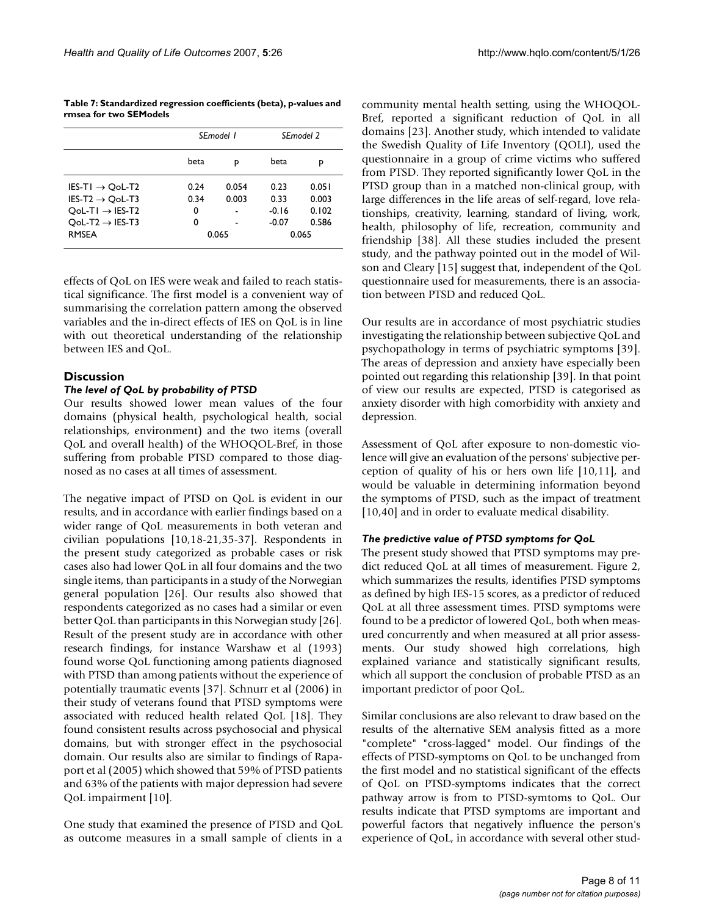**Table 7: Standardized regression coefficients (beta), p-values and rmsea for two SEModels**

| | *SEmodel 1* | | *SEmodel 2* | |
|---|---|---|---|---|
| | beta | p | beta | p |
| IES-T1 → QoL-T2 | 0.24 | 0.054 | 0.23 | 0.051 |
| IES-T2 → QoL-T3 | 0.34 | 0.003 | 0.33 | 0.003 |
| QoL-T1 → IES-T2 | 0 | - | -0.16 | 0.102 |
| QoL-T2 → IES-T3 | 0 | - | -0.07 | 0.586 |
| RMSEA | 0.065 | | 0.065 | |

effects of QoL on IES were weak and failed to reach statistical significance. The first model is a convenient way of summarising the correlation pattern among the observed variables and the in-direct effects of IES on QoL is in line with out theoretical understanding of the relationship between IES and QoL.

## Discussion

### *The level of QoL by probability of PTSD*

Our results showed lower mean values of the four domains (physical health, psychological health, social relationships, environment) and the two items (overall QoL and overall health) of the WHOQOL-Bref, in those suffering from probable PTSD compared to those diagnosed as no cases at all times of assessment.

The negative impact of PTSD on QoL is evident in our results, and in accordance with earlier findings based on a wider range of QoL measurements in both veteran and civilian populations [10,18-21,35-37]. Respondents in the present study categorized as probable cases or risk cases also had lower QoL in all four domains and the two single items, than participants in a study of the Norwegian general population [26]. Our results also showed that respondents categorized as no cases had a similar or even better QoL than participants in this Norwegian study [26]. Result of the present study are in accordance with other research findings, for instance Warshaw et al (1993) found worse QoL functioning among patients diagnosed with PTSD than among patients without the experience of potentially traumatic events [37]. Schnurr et al (2006) in their study of veterans found that PTSD symptoms were associated with reduced health related QoL [18]. They found consistent results across psychosocial and physical domains, but with stronger effect in the psychosocial domain. Our results also are similar to findings of Rapaport et al (2005) which showed that 59% of PTSD patients and 63% of the patients with major depression had severe QoL impairment [10].

One study that examined the presence of PTSD and QoL as outcome measures in a small sample of clients in a community mental health setting, using the WHOQOL-Bref, reported a significant reduction of QoL in all domains [23]. Another study, which intended to validate the Swedish Quality of Life Inventory (QOLI), used the questionnaire in a group of crime victims who suffered from PTSD. They reported significantly lower QoL in the PTSD group than in a matched non-clinical group, with large differences in the life areas of self-regard, love relationships, creativity, learning, standard of living, work, health, philosophy of life, recreation, community and friendship [38]. All these studies included the present study, and the pathway pointed out in the model of Wilson and Cleary [15] suggest that, independent of the QoL questionnaire used for measurements, there is an association between PTSD and reduced QoL.

Our results are in accordance of most psychiatric studies investigating the relationship between subjective QoL and psychopathology in terms of psychiatric symptoms [39]. The areas of depression and anxiety have especially been pointed out regarding this relationship [39]. In that point of view our results are expected, PTSD is categorised as anxiety disorder with high comorbidity with anxiety and depression.

Assessment of QoL after exposure to non-domestic violence will give an evaluation of the persons' subjective perception of quality of his or hers own life [10,11], and would be valuable in determining information beyond the symptoms of PTSD, such as the impact of treatment [10,40] and in order to evaluate medical disability.

### *The predictive value of PTSD symptoms for QoL*

The present study showed that PTSD symptoms may predict reduced QoL at all times of measurement. Figure 2, which summarizes the results, identifies PTSD symptoms as defined by high IES-15 scores, as a predictor of reduced QoL at all three assessment times. PTSD symptoms were found to be a predictor of lowered QoL, both when measured concurrently and when measured at all prior assessments. Our study showed high correlations, high explained variance and statistically significant results, which all support the conclusion of probable PTSD as an important predictor of poor QoL.

Similar conclusions are also relevant to draw based on the results of the alternative SEM analysis fitted as a more "complete" "cross-lagged" model. Our findings of the effects of PTSD-symptoms on QoL to be unchanged from the first model and no statistical significant of the effects of QoL on PTSD-symptoms indicates that the correct pathway arrow is from to PTSD-symtoms to QoL. Our results indicate that PTSD symptoms are important and powerful factors that negatively influence the person's experience of QoL, in accordance with several other stud-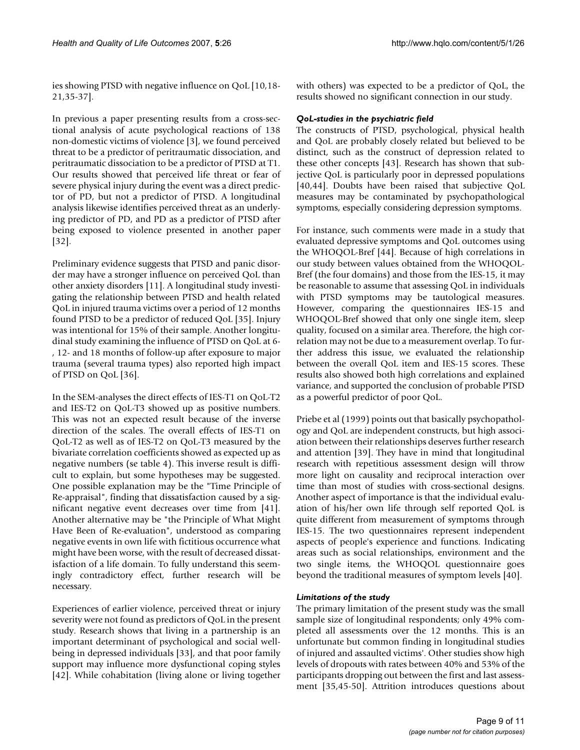ies showing PTSD with negative influence on QoL [10,18-21,35-37].

In previous a paper presenting results from a cross-sectional analysis of acute psychological reactions of 138 non-domestic victims of violence [3], we found perceived threat to be a predictor of peritraumatic dissociation, and peritraumatic dissociation to be a predictor of PTSD at T1. Our results showed that perceived life threat or fear of severe physical injury during the event was a direct predictor of PD, but not a predictor of PTSD. A longitudinal analysis likewise identifies perceived threat as an underlying predictor of PD, and PD as a predictor of PTSD after being exposed to violence presented in another paper [32].

Preliminary evidence suggests that PTSD and panic disorder may have a stronger influence on perceived QoL than other anxiety disorders [11]. A longitudinal study investigating the relationship between PTSD and health related QoL in injured trauma victims over a period of 12 months found PTSD to be a predictor of reduced QoL [35]. Injury was intentional for 15% of their sample. Another longitudinal study examining the influence of PTSD on QoL at 6-, 12- and 18 months of follow-up after exposure to major trauma (several trauma types) also reported high impact of PTSD on QoL [36].

In the SEM-analyses the direct effects of IES-T1 on QoL-T2 and IES-T2 on QoL-T3 showed up as positive numbers. This was not an expected result because of the inverse direction of the scales. The overall effects of IES-T1 on QoL-T2 as well as of IES-T2 on QoL-T3 measured by the bivariate correlation coefficients showed as expected up as negative numbers (se table 4). This inverse result is difficult to explain, but some hypotheses may be suggested. One possible explanation may be the "Time Principle of Re-appraisal", finding that dissatisfaction caused by a significant negative event decreases over time from [41]. Another alternative may be "the Principle of What Might Have Been of Re-evaluation", understood as comparing negative events in own life with fictitious occurrence what might have been worse, with the result of decreased dissatisfaction of a life domain. To fully understand this seemingly contradictory effect, further research will be necessary.

Experiences of earlier violence, perceived threat or injury severity were not found as predictors of QoL in the present study. Research shows that living in a partnership is an important determinant of psychological and social wellbeing in depressed individuals [33], and that poor family support may influence more dysfunctional coping styles [42]. While cohabitation (living alone or living together with others) was expected to be a predictor of QoL, the results showed no significant connection in our study.

### *QoL-studies in the psychiatric field*

The constructs of PTSD, psychological, physical health and QoL are probably closely related but believed to be distinct, such as the construct of depression related to these other concepts [43]. Research has shown that subjective QoL is particularly poor in depressed populations [40,44]. Doubts have been raised that subjective QoL measures may be contaminated by psychopathological symptoms, especially considering depression symptoms.

For instance, such comments were made in a study that evaluated depressive symptoms and QoL outcomes using the WHOQOL-Bref [44]. Because of high correlations in our study between values obtained from the WHOQOL-Bref (the four domains) and those from the IES-15, it may be reasonable to assume that assessing QoL in individuals with PTSD symptoms may be tautological measures. However, comparing the questionnaires IES-15 and WHOQOL-Bref showed that only one single item, sleep quality, focused on a similar area. Therefore, the high correlation may not be due to a measurement overlap. To further address this issue, we evaluated the relationship between the overall QoL item and IES-15 scores. These results also showed both high correlations and explained variance, and supported the conclusion of probable PTSD as a powerful predictor of poor QoL.

Priebe et al (1999) points out that basically psychopathology and QoL are independent constructs, but high association between their relationships deserves further research and attention [39]. They have in mind that longitudinal research with repetitious assessment design will throw more light on causality and reciprocal interaction over time than most of studies with cross-sectional designs. Another aspect of importance is that the individual evaluation of his/her own life through self reported QoL is quite different from measurement of symptoms through IES-15. The two questionnaires represent independent aspects of people's experience and functions. Indicating areas such as social relationships, environment and the two single items, the WHOQOL questionnaire goes beyond the traditional measures of symptom levels [40].

### *Limitations of the study*

The primary limitation of the present study was the small sample size of longitudinal respondents; only 49% completed all assessments over the 12 months. This is an unfortunate but common finding in longitudinal studies of injured and assaulted victims'. Other studies show high levels of dropouts with rates between 40% and 53% of the participants dropping out between the first and last assessment [35,45-50]. Attrition introduces questions about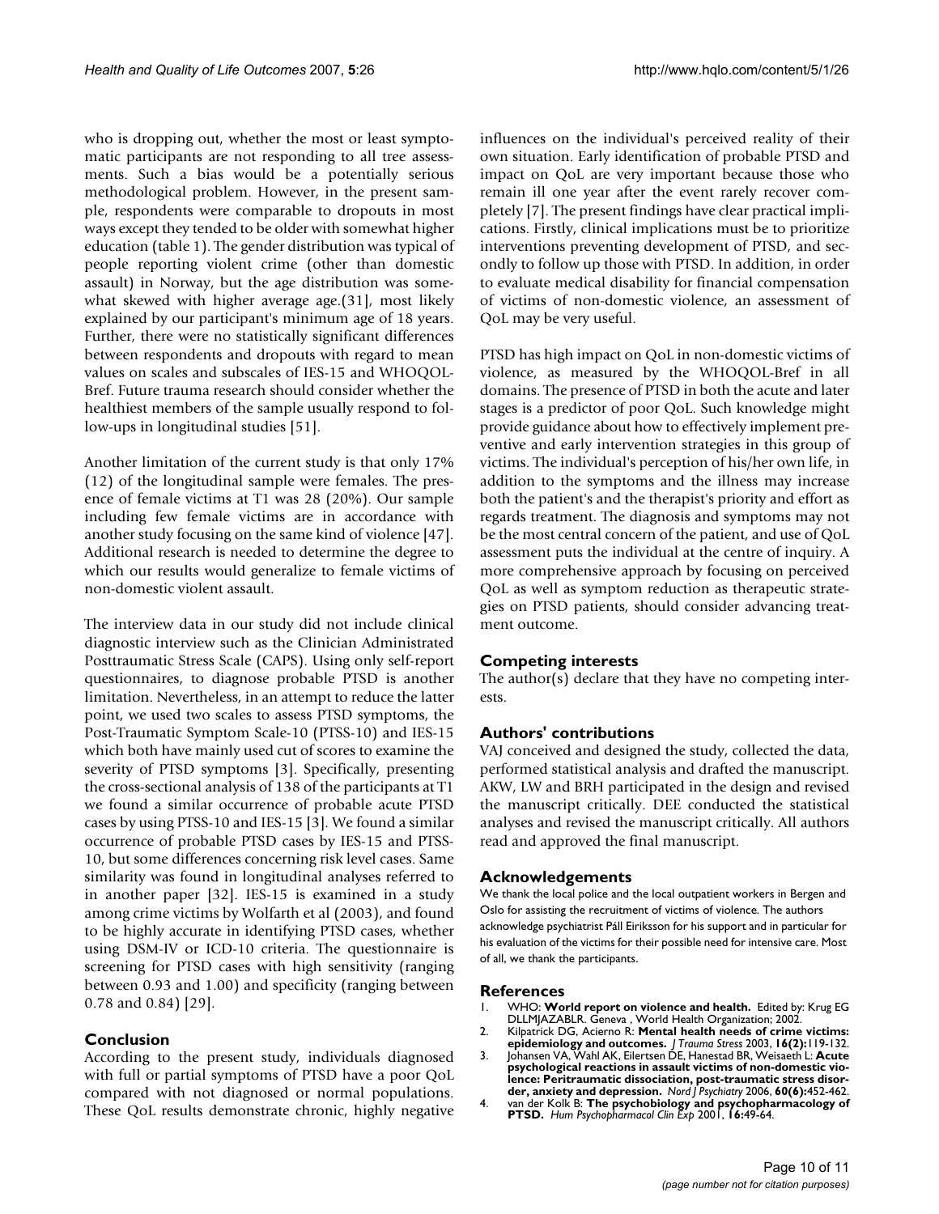who is dropping out, whether the most or least symptomatic participants are not responding to all tree assessments. Such a bias would be a potentially serious methodological problem. However, in the present sample, respondents were comparable to dropouts in most ways except they tended to be older with somewhat higher education (table 1). The gender distribution was typical of people reporting violent crime (other than domestic assault) in Norway, but the age distribution was somewhat skewed with higher average age.(31], most likely explained by our participant's minimum age of 18 years. Further, there were no statistically significant differences between respondents and dropouts with regard to mean values on scales and subscales of IES-15 and WHOQOL-Bref. Future trauma research should consider whether the healthiest members of the sample usually respond to follow-ups in longitudinal studies [51].

Another limitation of the current study is that only 17% (12) of the longitudinal sample were females. The presence of female victims at T1 was 28 (20%). Our sample including few female victims are in accordance with another study focusing on the same kind of violence [47]. Additional research is needed to determine the degree to which our results would generalize to female victims of non-domestic violent assault.

The interview data in our study did not include clinical diagnostic interview such as the Clinician Administrated Posttraumatic Stress Scale (CAPS). Using only self-report questionnaires, to diagnose probable PTSD is another limitation. Nevertheless, in an attempt to reduce the latter point, we used two scales to assess PTSD symptoms, the Post-Traumatic Symptom Scale-10 (PTSS-10) and IES-15 which both have mainly used cut of scores to examine the severity of PTSD symptoms [3]. Specifically, presenting the cross-sectional analysis of 138 of the participants at T1 we found a similar occurrence of probable acute PTSD cases by using PTSS-10 and IES-15 [3]. We found a similar occurrence of probable PTSD cases by IES-15 and PTSS-10, but some differences concerning risk level cases. Same similarity was found in longitudinal analyses referred to in another paper [32]. IES-15 is examined in a study among crime victims by Wolfarth et al (2003), and found to be highly accurate in identifying PTSD cases, whether using DSM-IV or ICD-10 criteria. The questionnaire is screening for PTSD cases with high sensitivity (ranging between 0.93 and 1.00) and specificity (ranging between 0.78 and 0.84) [29].

## Conclusion

According to the present study, individuals diagnosed with full or partial symptoms of PTSD have a poor QoL compared with not diagnosed or normal populations. These QoL results demonstrate chronic, highly negative influences on the individual's perceived reality of their own situation. Early identification of probable PTSD and impact on QoL are very important because those who remain ill one year after the event rarely recover completely [7]. The present findings have clear practical implications. Firstly, clinical implications must be to prioritize interventions preventing development of PTSD, and secondly to follow up those with PTSD. In addition, in order to evaluate medical disability for financial compensation of victims of non-domestic violence, an assessment of QoL may be very useful.

PTSD has high impact on QoL in non-domestic victims of violence, as measured by the WHOQOL-Bref in all domains. The presence of PTSD in both the acute and later stages is a predictor of poor QoL. Such knowledge might provide guidance about how to effectively implement preventive and early intervention strategies in this group of victims. The individual's perception of his/her own life, in addition to the symptoms and the illness may increase both the patient's and the therapist's priority and effort as regards treatment. The diagnosis and symptoms may not be the most central concern of the patient, and use of QoL assessment puts the individual at the centre of inquiry. A more comprehensive approach by focusing on perceived QoL as well as symptom reduction as therapeutic strategies on PTSD patients, should consider advancing treatment outcome.

## Competing interests

The author(s) declare that they have no competing interests.

## Authors' contributions

VAJ conceived and designed the study, collected the data, performed statistical analysis and drafted the manuscript. AKW, LW and BRH participated in the design and revised the manuscript critically. DEE conducted the statistical analyses and revised the manuscript critically. All authors read and approved the final manuscript.

## Acknowledgements

We thank the local police and the local outpatient workers in Bergen and Oslo for assisting the recruitment of victims of violence. The authors acknowledge psychiatrist Páll Eiriksson for his support and in particular for his evaluation of the victims for their possible need for intensive care. Most of all, we thank the participants.

## References

1. WHO: **World report on violence and health.** Edited by: Krug EG DLLMJAZABLR. Geneva , World Health Organization; 2002.
2. Kilpatrick DG, Acierno R: **Mental health needs of crime victims: epidemiology and outcomes.** *J Trauma Stress* 2003, **16(2):**119-132.
3. Johansen VA, Wahl AK, Eilertsen DE, Hanestad BR, Weisaeth L: **Acute psychological reactions in assault victims of non-domestic violence: Peritraumatic dissociation, post-traumatic stress disorder, anxiety and depression.** *Nord J Psychiatry* 2006, **60(6):**452-462.
4. van der Kolk B: **The psychobiology and psychopharmacology of PTSD.** *Hum Psychopharmacol Clin Exp* 2001, **16:**49-64.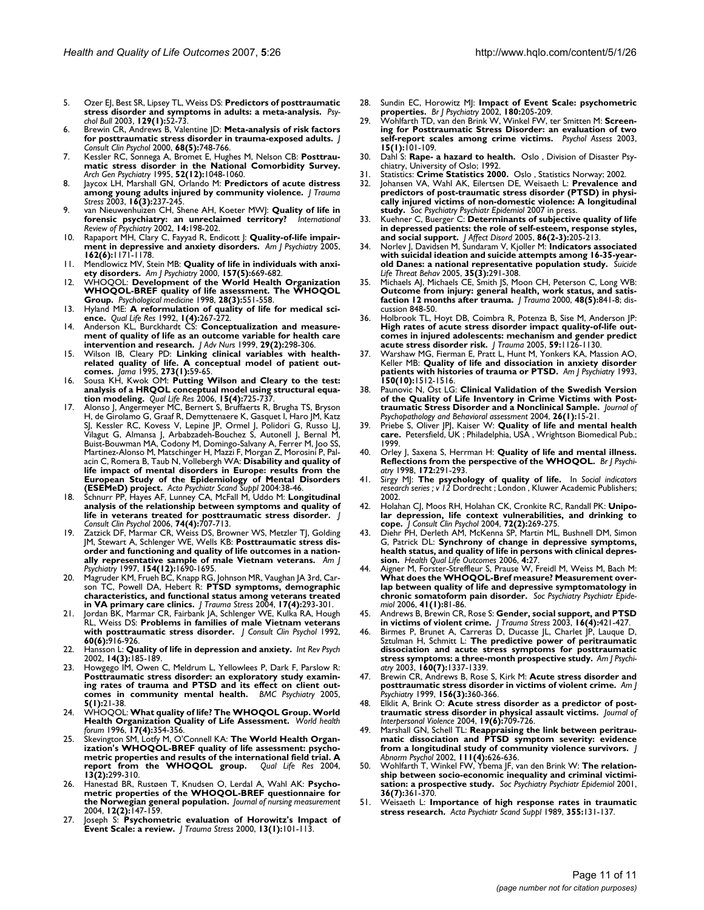5. Ozer EJ, Best SR, Lipsey TL, Weiss DS: **Predictors of posttraumatic stress disorder and symptoms in adults: a meta-analysis.** *Psychol Bull* 2003, **129(1):**52-73.
6. Brewin CR, Andrews B, Valentine JD: **Meta-analysis of risk factors for posttraumatic stress disorder in trauma-exposed adults.** *J Consult Clin Psychol* 2000, **68(5):**748-766.
7. Kessler RC, Sonnega A, Bromet E, Hughes M, Nelson CB: **Posttraumatic stress disorder in the National Comorbidity Survey.** *Arch Gen Psychiatry* 1995, **52(12):**1048-1060.
8. Jaycox LH, Marshall GN, Orlando M: **Predictors of acute distress among young adults injured by community violence.** *J Trauma Stress* 2003, **16(3):**237-245.
9. van Nieuwenhuizen CH, Shene AH, Koeter MWJ: **Quality of life in forensic psychiatry: an unreclaimed territory?** *International Review of Psychiatry* 2002, **14:**198-202.
10. Rapaport MH, Clary C, Fayyad R, Endicott J: **Quality-of-life impairment in depressive and anxiety disorders.** *Am J Psychiatry* 2005, **162(6):**1171-1178.
11. Mendlowicz MV, Stein MB: **Quality of life in individuals with anxiety disorders.** *Am J Psychiatry* 2000, **157(5):**669-682.
12. WHOQOL: **Development of the World Health Organization WHOQOL-BREF quality of life assessment. The WHOQOL Group.** *Psychological medicine* 1998, **28(3):**551-558.
13. Hyland ME: **A reformulation of quality of life for medical science.** *Qual Life Res* 1992, **1(4):**267-272.
14. Anderson KL, Burckhardt CS: **Conceptualization and measurement of quality of life as an outcome variable for health care intervention and research.** *J Adv Nurs* 1999, **29(2):**298-306.
15. Wilson IB, Cleary PD: **Linking clinical variables with health-related quality of life. A conceptual model of patient outcomes.** *Jama* 1995, **273(1):**59-65.
16. Sousa KH, Kwok OM: **Putting Wilson and Cleary to the test: analysis of a HRQOL conceptual model using structural equation modeling.** *Qual Life Res* 2006, **15(4):**725-737.
17. Alonso J, Angermeyer MC, Bernert S, Bruffaerts R, Brugha TS, Bryson H, de Girolamo G, Graaf R, Demyttenaere K, Gasquet I, Haro JM, Katz SJ, Kessler RC, Kovess V, Lepine JP, Ormel J, Polidori G, Russo LJ, Vilagut G, Almansa J, Arbabzadeh-Bouchez S, Autonell J, Bernal M, Buist-Bouwman MA, Codony M, Domingo-Salvany A, Ferrer M, Joo SS, Martinez-Alonso M, Matschinger H, Mazzi F, Morgan Z, Morosini P, Palacin C, Romera B, Taub N, Vollebergh WA: **Disability and quality of life impact of mental disorders in Europe: results from the European Study of the Epidemiology of Mental Disorders (ESEMeD) project.** *Acta Psychiatr Scand Suppl* 2004:38-46.
18. Schnurr PP, Hayes AF, Lunney CA, McFall M, Uddo M: **Longitudinal analysis of the relationship between symptoms and quality of life in veterans treated for posttraumatic stress disorder.** *J Consult Clin Psychol* 2006, **74(4):**707-713.
19. Zatzick DF, Marmar CR, Weiss DS, Browner WS, Metzler TJ, Golding JM, Stewart A, Schlenger WE, Wells KB: **Posttraumatic stress disorder and functioning and quality of life outcomes in a nationally representative sample of male Vietnam veterans.** *Am J Psychiatry* 1997, **154(12):**1690-1695.
20. Magruder KM, Frueh BC, Knapp RG, Johnson MR, Vaughan JA 3rd, Carson TC, Powell DA, Hebert R: **PTSD symptoms, demographic characteristics, and functional status among veterans treated in VA primary care clinics.** *J Trauma Stress* 2004, **17(4):**293-301.
21. Jordan BK, Marmar CR, Fairbank JA, Schlenger WE, Kulka RA, Hough RL, Weiss DS: **Problems in families of male Vietnam veterans with posttraumatic stress disorder.** *J Consult Clin Psychol* 1992, **60(6):**916-926.
22. Hansson L: **Quality of life in depression and anxiety.** *Int Rev Psych* 2002, **14(3):**185-189.
23. Howgego IM, Owen C, Meldrum L, Yellowlees P, Dark F, Parslow R: **Posttraumatic stress disorder: an exploratory study examining rates of trauma and PTSD and its effect on client outcomes in community mental health.** *BMC Psychiatry* 2005, **5(1):**21-38.
24. WHOQOL: **What quality of life? The WHOQOL Group. World Health Organization Quality of Life Assessment.** *World health forum* 1996, **17(4):**354-356.
25. Skevington SM, Lotfy M, O'Connell KA: **The World Health Organization's WHOQOL-BREF quality of life assessment: psychometric properties and results of the international field trial. A report from the WHOQOL group.** *Qual Life Res* 2004, **13(2):**299-310.
26. Hanestad BR, Rustøen T, Knudsen O, Lerdal A, Wahl AK: **Psychometric properties of the WHOQOL-BREF questionnaire for the Norwegian general population.** *Journal of nursing measurement* 2004, **12(2):**147-159.
27. Joseph S: **Psychometric evaluation of Horowitz's Impact of Event Scale: a review.** *J Trauma Stress* 2000, **13(1):**101-113.
28. Sundin EC, Horowitz MJ: **Impact of Event Scale: psychometric properties.** *Br J Psychiatry* 2002, **180:**205-209.
29. Wohlfarth TD, van den Brink W, Winkel FW, ter Smitten M: **Screening for Posttraumatic Stress Disorder: an evaluation of two self-report scales among crime victims.** *Psychol Assess* 2003, **15(1):**101-109.
30. Dahl S: **Rape- a hazard to health.** Oslo , Division of Disaster Psychiatry, University of Oslo; 1992.
31. Statistics: **Crime Statistics 2000.** Oslo , Statistics Norway; 2002.
32. Johansen VA, Wahl AK, Eilertsen DE, Weisaeth L: **Prevalence and predictors of post-traumatic stress disorder (PTSD) in physically injured victims of non-domestic violence: A longitudinal study.** *Soc Psychiatry Psychiatr Epidemiol* 2007 in press.
33. Kuehner C, Buerger C: **Determinants of subjective quality of life in depressed patients: the role of self-esteem, response styles, and social support.** *J Affect Disord* 2005, **86(2-3):**205-213.
34. Norlev J, Davidsen M, Sundaram V, Kjoller M: **Indicators associated with suicidal ideation and suicide attempts among 16-35-year-old Danes: a national representative population study.** *Suicide Life Threat Behav* 2005, **35(3):**291-308.
35. Michaels AJ, Michaels CE, Smith JS, Moon CH, Peterson C, Long WB: **Outcome from injury: general health, work status, and satisfaction 12 months after trauma.** *J Trauma* 2000, **48(5):**841-8; discussion 848-50.
36. Holbrook TL, Hoyt DB, Coimbra R, Potenza B, Sise M, Anderson JP: **High rates of acute stress disorder impact quality-of-life outcomes in injured adolescents: mechanism and gender predict acute stress disorder risk.** *J Trauma* 2005, **59:**1126-1130.
37. Warshaw MG, Fierman E, Pratt L, Hunt M, Yonkers KA, Massion AO, Keller MB: **Quality of life and dissociation in anxiety disorder patients with histories of trauma or PTSD.** *Am J Psychiatry* 1993, **150(10):**1512-1516.
38. Paunovic N, Öst LG: **Clinical Validation of the Swedish Version of the Quality of Life Inventory in Crime Victims with Posttraumatic Stress Disorder and a Nonclinical Sample.** *Journal of Psychopathology and Behavioral assessment* 2004, **26(1):**15-21.
39. Priebe S, Oliver JPJ, Kaiser W: **Quality of life and mental health care.** Petersfield, UK ; Philadelphia, USA , Wrightson Biomedical Pub.; 1999.
40. Orley J, Saxena S, Herrman H: **Quality of life and mental illness. Reflections from the perspective of the WHOQOL.** *Br J Psychiatry* 1998, **172:**291-293.
41. Sirgy MJ: **The psychology of quality of life.** In *Social indicators research series ; v 12* Dordrecht ; London , Kluwer Academic Publishers; 2002.
42. Holahan CJ, Moos RH, Holahan CK, Cronkite RC, Randall PK: **Unipolar depression, life context vulnerabilities, and drinking to cope.** *J Consult Clin Psychol* 2004, **72(2):**269-275.
43. Diehr PH, Derleth AM, McKenna SP, Martin ML, Bushnell DM, Simon G, Patrick DL: **Synchrony of change in depressive symptoms, health status, and quality of life in persons with clinical depression.** *Health Qual Life Outcomes* 2006, **4:**27.
44. Aigner M, Forster-Streffleur S, Prause W, Freidl M, Weiss M, Bach M: **What does the WHOQOL-Bref measure? Measurement overlap between quality of life and depressive symptomatology in chronic somatoform pain disorder.** *Soc Psychiatry Psychiatr Epidemiol* 2006, **41(1):**81-86.
45. Andrews B, Brewin CR, Rose S: **Gender, social support, and PTSD in victims of violent crime.** *J Trauma Stress* 2003, **16(4):**421-427.
46. Birmes P, Brunet A, Carreras D, Ducasse JL, Charlet JP, Lauque D, Sztulman H, Schmitt L: **The predictive power of peritraumatic dissociation and acute stress symptoms for posttraumatic stress symptoms: a three-month prospective study.** *Am J Psychiatry* 2003, **160(7):**1337-1339.
47. Brewin CR, Andrews B, Rose S, Kirk M: **Acute stress disorder and posttraumatic stress disorder in victims of violent crime.** *Am J Psychiatry* 1999, **156(3):**360-366.
48. Elklit A, Brink O: **Acute stress disorder as a predictor of post-traumatic stress disorder in physical assault victims.** *Journal of Interpersonal Violence* 2004, **19(6):**709-726.
49. Marshall GN, Schell TL: **Reappraising the link between peritraumatic dissociation and PTSD symptom severity: evidence from a longitudinal study of community violence survivors.** *J Abnorm Psychol* 2002, **111(4):**626-636.
50. Wohlfarth T, Winkel FW, Ybema JF, van den Brink W: **The relationship between socio-economic inequality and criminal victimisation: a prospective study.** *Soc Psychiatry Psychiatr Epidemiol* 2001, **36(7):**361-370.
51. Weisaeth L: **Importance of high response rates in traumatic stress research.** *Acta Psychiatr Scand Suppl* 1989, **355:**131-137.